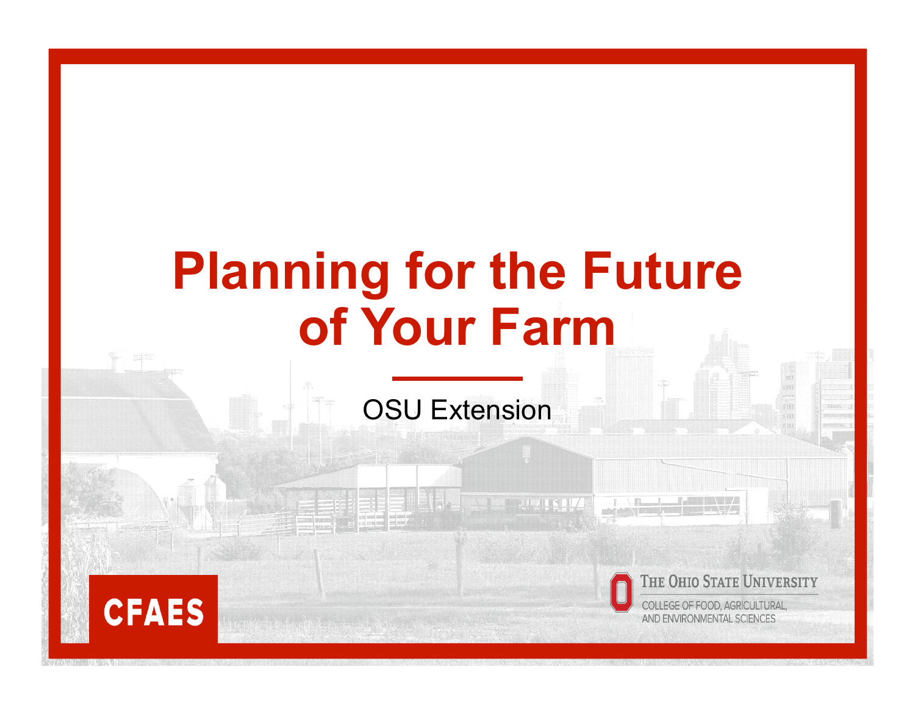# Planning for the Future of Your Farm

OSU Extension

CFAES

The Ohio State University

College of Food, Agricultural, and Environmental Sciences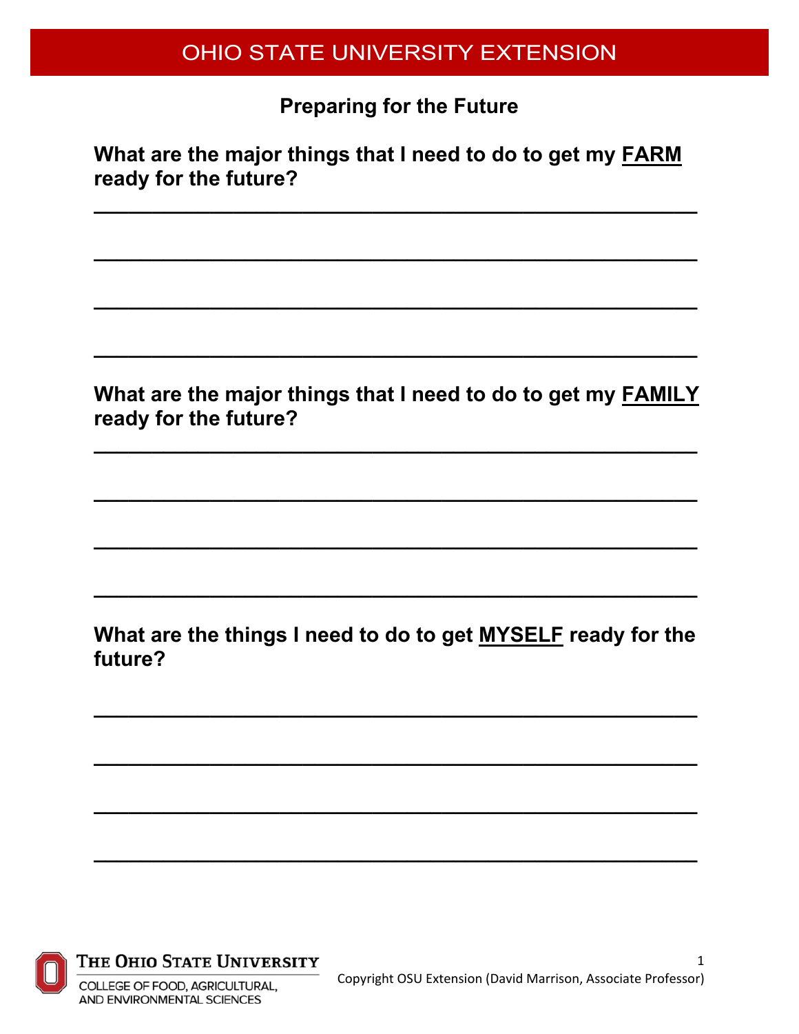OHIO STATE UNIVERSITY EXTENSION

## Preparing for the Future

**What are the major things that I need to do to get my <u>FARM</u> ready for the future?**

\_\_\_\_\_\_\_\_\_\_\_\_\_\_\_\_\_\_\_\_\_\_\_\_\_\_\_\_\_\_\_\_\_\_\_\_\_\_\_\_\_\_\_\_\_\_\_\_

\_\_\_\_\_\_\_\_\_\_\_\_\_\_\_\_\_\_\_\_\_\_\_\_\_\_\_\_\_\_\_\_\_\_\_\_\_\_\_\_\_\_\_\_\_\_\_\_

\_\_\_\_\_\_\_\_\_\_\_\_\_\_\_\_\_\_\_\_\_\_\_\_\_\_\_\_\_\_\_\_\_\_\_\_\_\_\_\_\_\_\_\_\_\_\_\_

\_\_\_\_\_\_\_\_\_\_\_\_\_\_\_\_\_\_\_\_\_\_\_\_\_\_\_\_\_\_\_\_\_\_\_\_\_\_\_\_\_\_\_\_\_\_\_\_

**What are the major things that I need to do to get my <u>FAMILY</u> ready for the future?**

\_\_\_\_\_\_\_\_\_\_\_\_\_\_\_\_\_\_\_\_\_\_\_\_\_\_\_\_\_\_\_\_\_\_\_\_\_\_\_\_\_\_\_\_\_\_\_\_

\_\_\_\_\_\_\_\_\_\_\_\_\_\_\_\_\_\_\_\_\_\_\_\_\_\_\_\_\_\_\_\_\_\_\_\_\_\_\_\_\_\_\_\_\_\_\_\_

\_\_\_\_\_\_\_\_\_\_\_\_\_\_\_\_\_\_\_\_\_\_\_\_\_\_\_\_\_\_\_\_\_\_\_\_\_\_\_\_\_\_\_\_\_\_\_\_

\_\_\_\_\_\_\_\_\_\_\_\_\_\_\_\_\_\_\_\_\_\_\_\_\_\_\_\_\_\_\_\_\_\_\_\_\_\_\_\_\_\_\_\_\_\_\_\_

**What are the things I need to do to get <u>MYSELF</u> ready for the future?**

\_\_\_\_\_\_\_\_\_\_\_\_\_\_\_\_\_\_\_\_\_\_\_\_\_\_\_\_\_\_\_\_\_\_\_\_\_\_\_\_\_\_\_\_\_\_\_\_

\_\_\_\_\_\_\_\_\_\_\_\_\_\_\_\_\_\_\_\_\_\_\_\_\_\_\_\_\_\_\_\_\_\_\_\_\_\_\_\_\_\_\_\_\_\_\_\_

\_\_\_\_\_\_\_\_\_\_\_\_\_\_\_\_\_\_\_\_\_\_\_\_\_\_\_\_\_\_\_\_\_\_\_\_\_\_\_\_\_\_\_\_\_\_\_\_

\_\_\_\_\_\_\_\_\_\_\_\_\_\_\_\_\_\_\_\_\_\_\_\_\_\_\_\_\_\_\_\_\_\_\_\_\_\_\_\_\_\_\_\_\_\_\_\_

THE OHIO STATE UNIVERSITY
COLLEGE OF FOOD, AGRICULTURAL, AND ENVIRONMENTAL SCIENCES

Copyright OSU Extension (David Marrison, Associate Professor)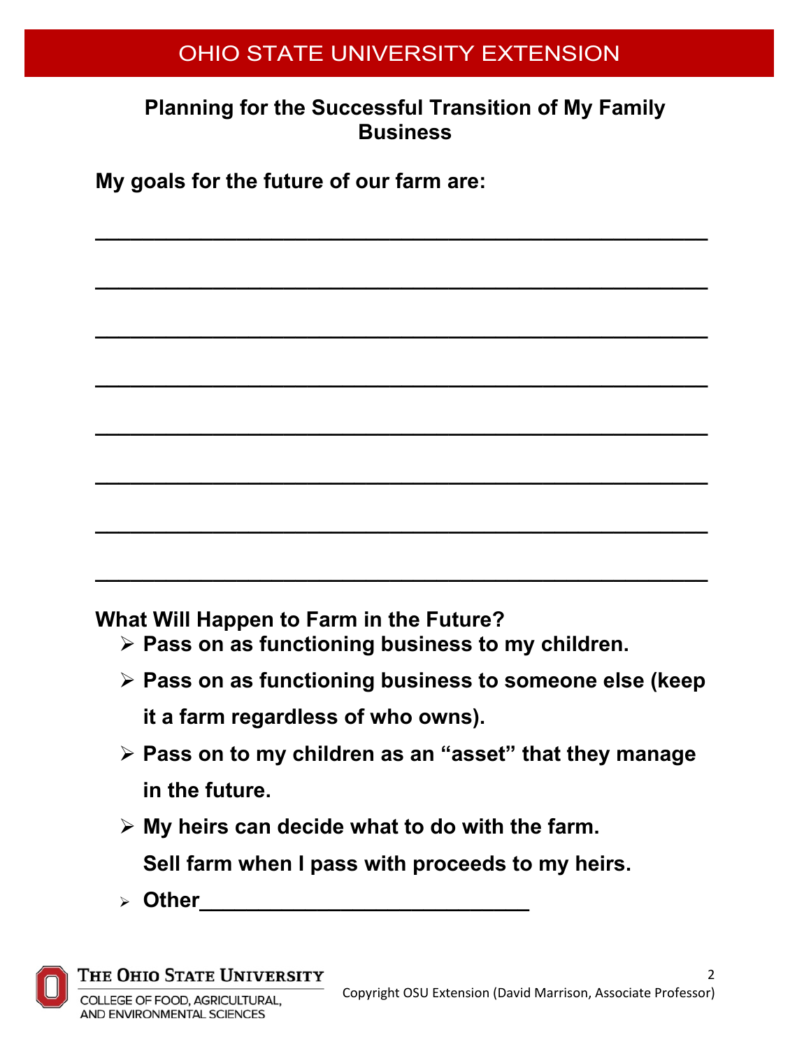## Planning for the Successful Transition of My Family Business

**My goals for the future of our farm are:**

______________________________________________

______________________________________________

______________________________________________

______________________________________________

______________________________________________

______________________________________________

______________________________________________

______________________________________________

**What Will Happen to Farm in the Future?**

- **Pass on as functioning business to my children.**
- **Pass on as functioning business to someone else (keep it a farm regardless of who owns).**
- **Pass on to my children as an "asset" that they manage in the future.**
- **My heirs can decide what to do with the farm. Sell farm when I pass with proceeds to my heirs.**
- **Other____________________________**

Copyright OSU Extension (David Marrison, Associate Professor)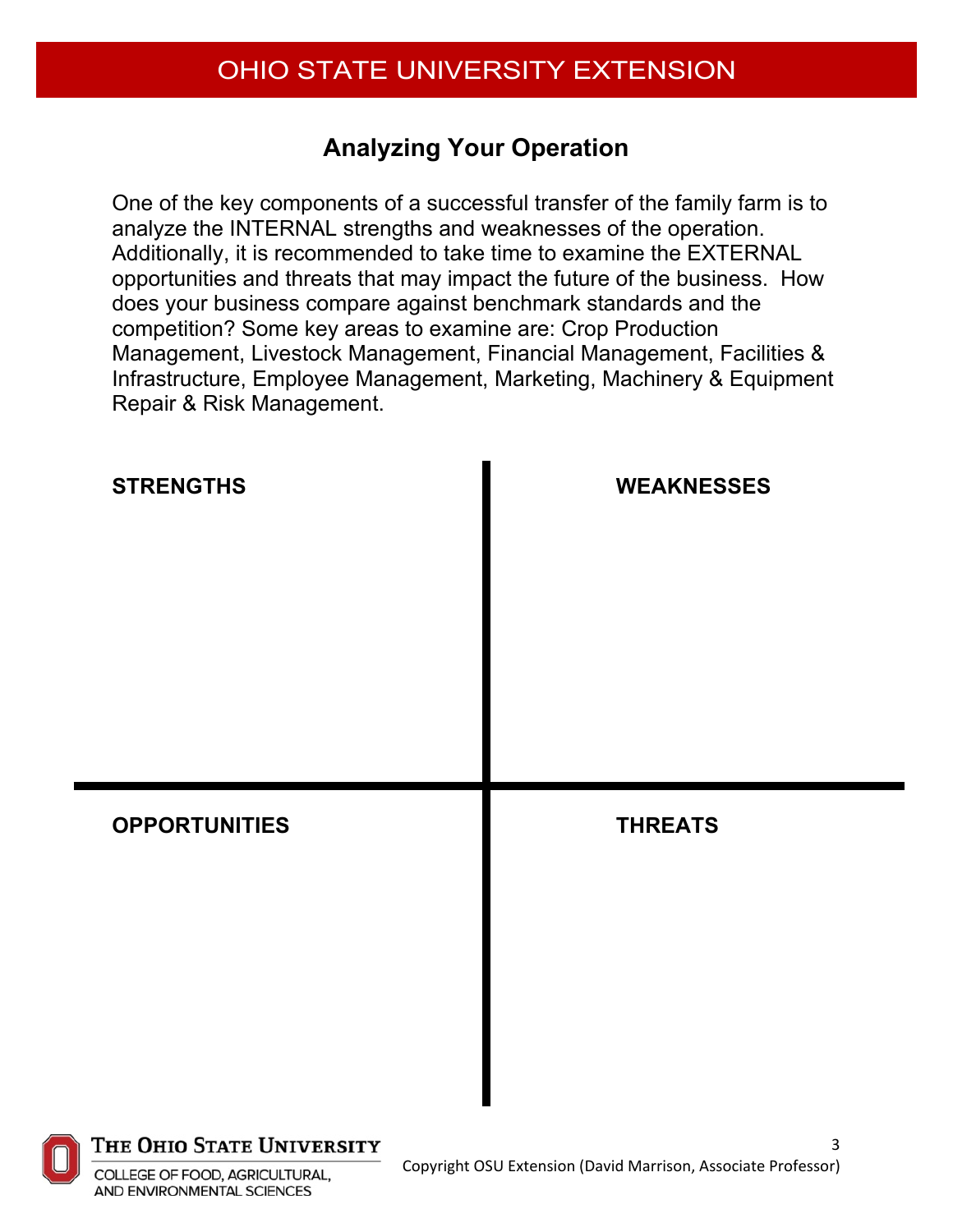OHIO STATE UNIVERSITY EXTENSION

## Analyzing Your Operation

One of the key components of a successful transfer of the family farm is to analyze the INTERNAL strengths and weaknesses of the operation. Additionally, it is recommended to take time to examine the EXTERNAL opportunities and threats that may impact the future of the business. How does your business compare against benchmark standards and the competition? Some key areas to examine are: Crop Production Management, Livestock Management, Financial Management, Facilities & Infrastructure, Employee Management, Marketing, Machinery & Equipment Repair & Risk Management.

| **STRENGTHS** | **WEAKNESSES** |
| --- | --- |
| | |
| **OPPORTUNITIES** | **THREATS** |
| | |

Copyright OSU Extension (David Marrison, Associate Professor)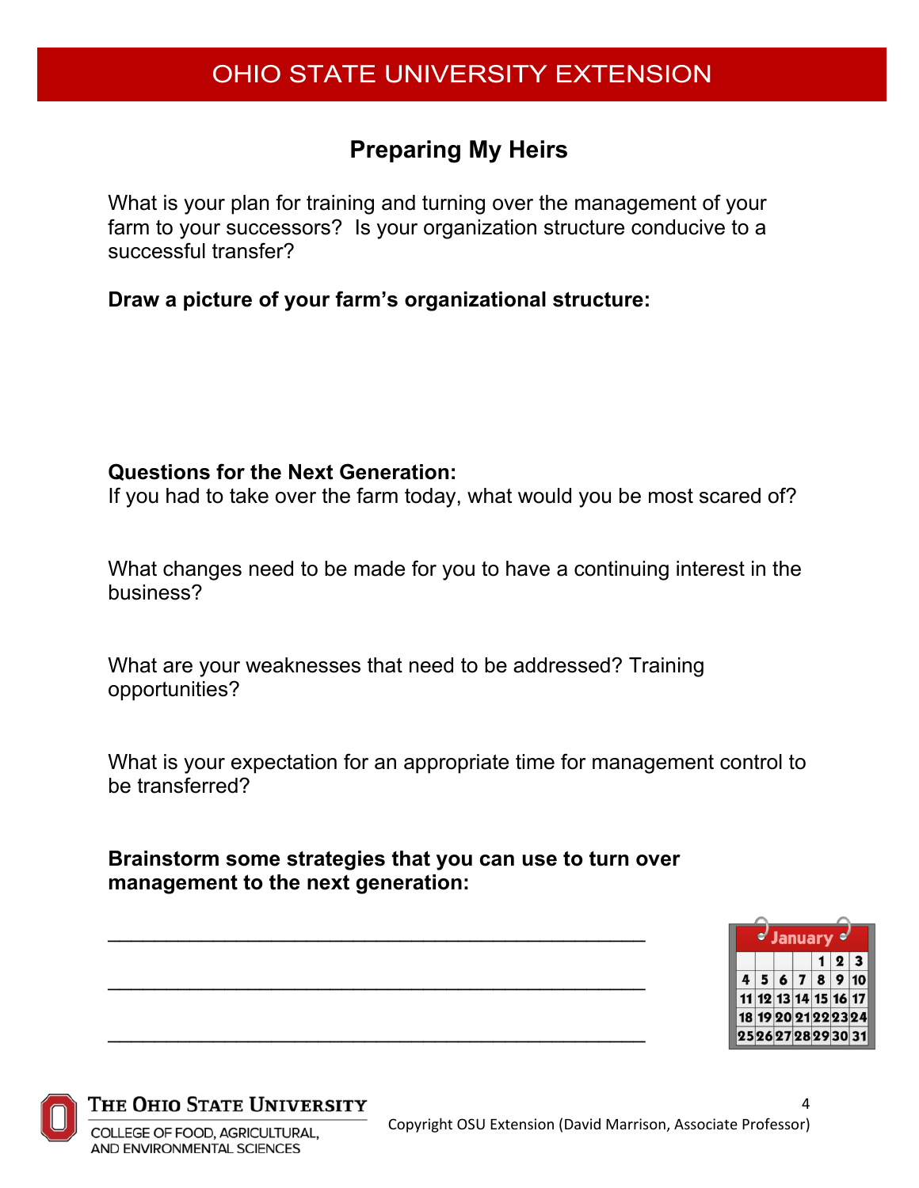## Preparing My Heirs

What is your plan for training and turning over the management of your farm to your successors? Is your organization structure conducive to a successful transfer?

**Draw a picture of your farm's organizational structure:**

**Questions for the Next Generation:**

If you had to take over the farm today, what would you be most scared of?

What changes need to be made for you to have a continuing interest in the business?

What are your weaknesses that need to be addressed? Training opportunities?

What is your expectation for an appropriate time for management control to be transferred?

**Brainstorm some strategies that you can use to turn over management to the next generation:**

______________________________________________

______________________________________________

______________________________________________

Copyright OSU Extension (David Marrison, Associate Professor)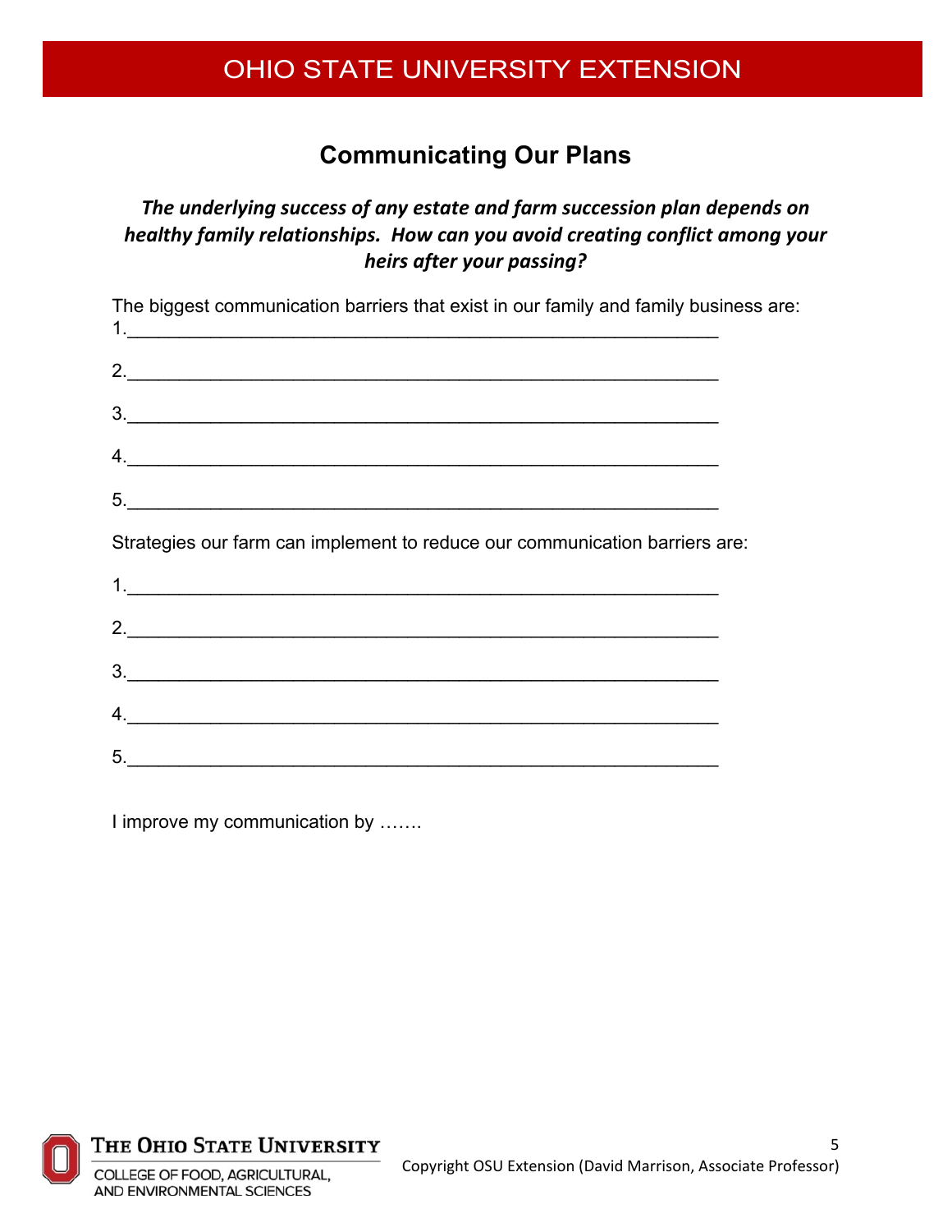## Communicating Our Plans

***The underlying success of any estate and farm succession plan depends on healthy family relationships. How can you avoid creating conflict among your heirs after your passing?***

The biggest communication barriers that exist in our family and family business are:

1.____________________________________________________________

2.____________________________________________________________

3.____________________________________________________________

4.____________________________________________________________

5.____________________________________________________________

Strategies our farm can implement to reduce our communication barriers are:

1.____________________________________________________________

2.____________________________________________________________

3.____________________________________________________________

4.____________________________________________________________

5.____________________________________________________________

I improve my communication by …….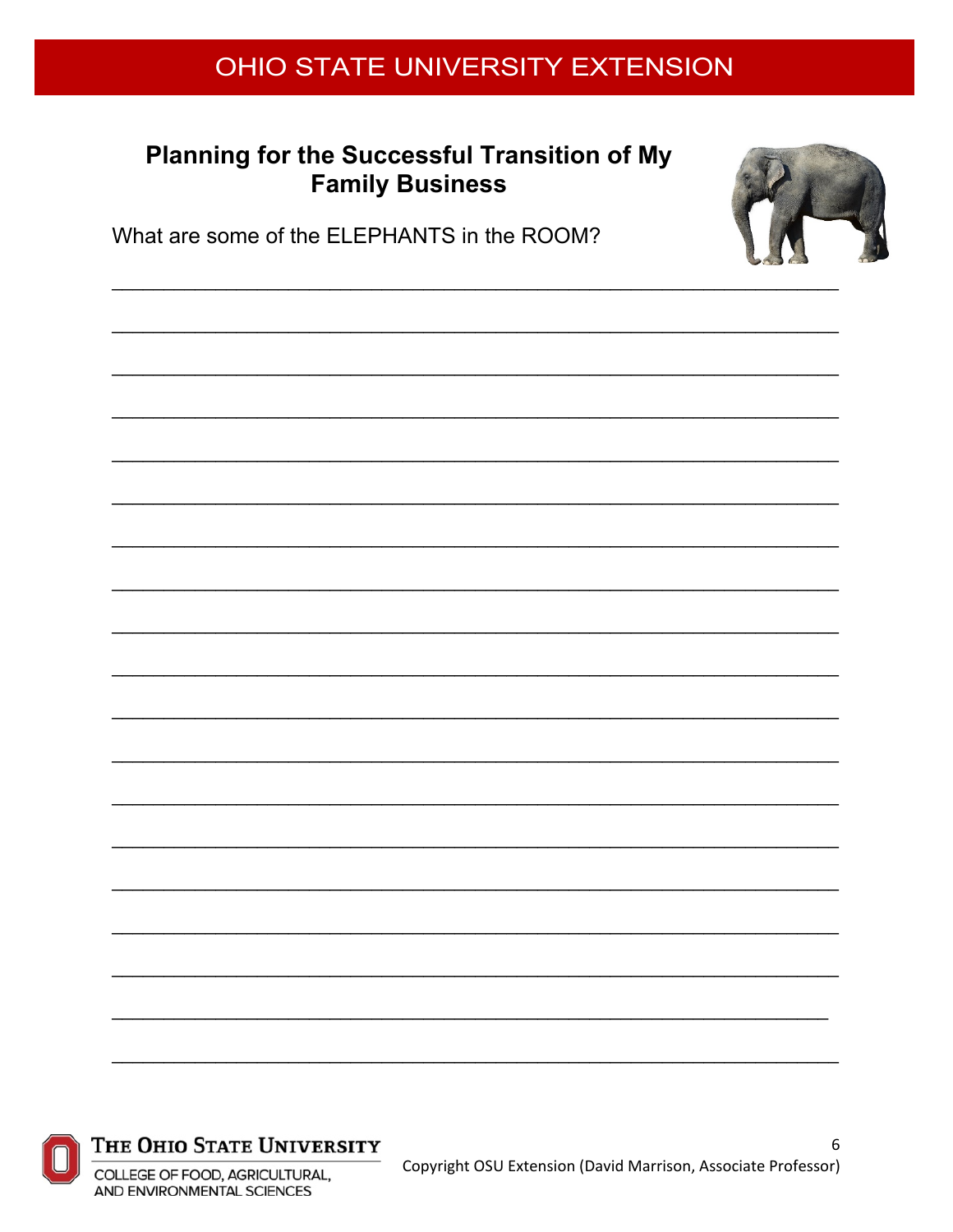## Planning for the Successful Transition of My Family Business

What are some of the ELEPHANTS in the ROOM?

______________________________________________________________________

______________________________________________________________________

______________________________________________________________________

______________________________________________________________________

______________________________________________________________________

______________________________________________________________________

______________________________________________________________________

______________________________________________________________________

______________________________________________________________________

______________________________________________________________________

______________________________________________________________________

______________________________________________________________________

______________________________________________________________________

______________________________________________________________________

______________________________________________________________________

______________________________________________________________________

______________________________________________________________________

______________________________________________________________________

______________________________________________________________________

Copyright OSU Extension (David Marrison, Associate Professor)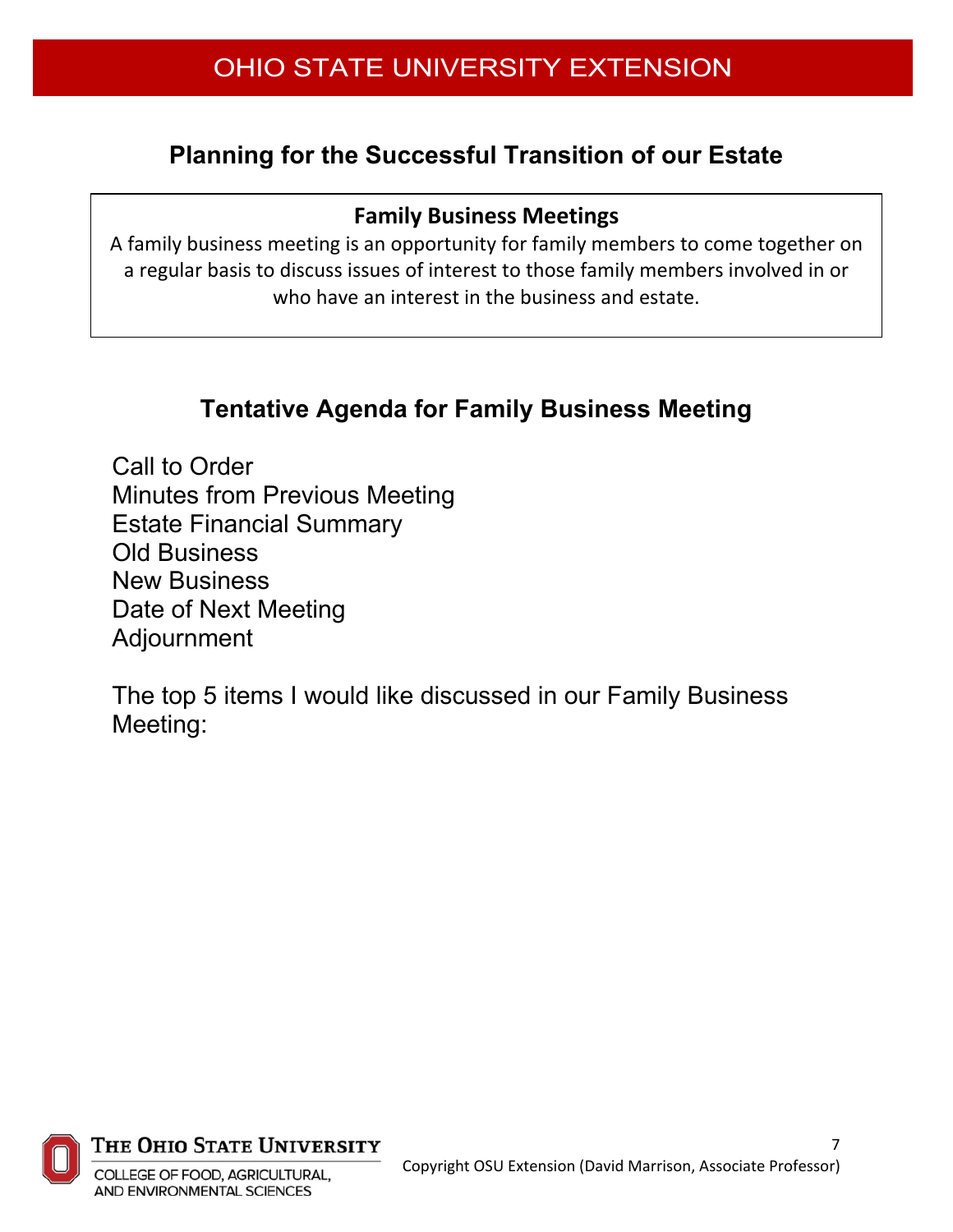## Planning for the Successful Transition of our Estate

**Family Business Meetings**

A family business meeting is an opportunity for family members to come together on a regular basis to discuss issues of interest to those family members involved in or who have an interest in the business and estate.

## Tentative Agenda for Family Business Meeting

Call to Order
Minutes from Previous Meeting
Estate Financial Summary
Old Business
New Business
Date of Next Meeting
Adjournment

The top 5 items I would like discussed in our Family Business Meeting: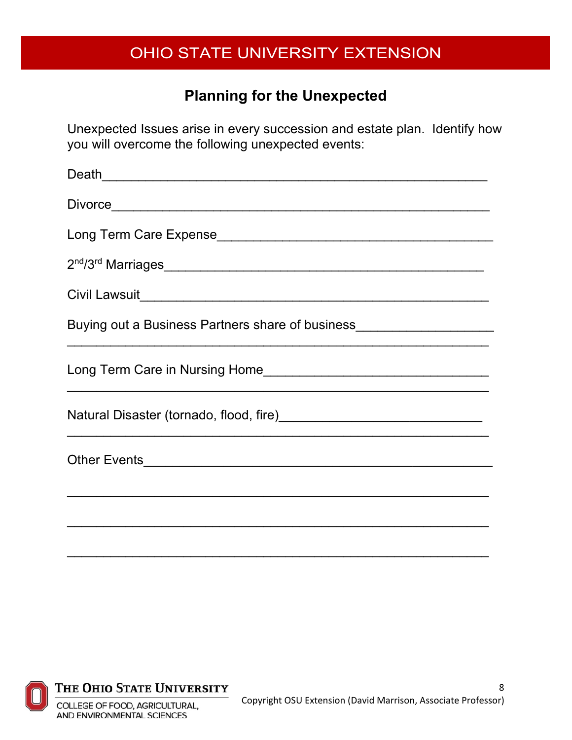OHIO STATE UNIVERSITY EXTENSION

## Planning for the Unexpected

Unexpected Issues arise in every succession and estate plan. Identify how you will overcome the following unexpected events:

Death_______________________________________________

Divorce_____________________________________________

Long Term Care Expense_____________________________________

2nd/3rd Marriages__________________________________________

Civil Lawsuit________________________________________________

Buying out a Business Partners share of business__________________
_________________________________________________________

Long Term Care in Nursing Home_____________________________
_________________________________________________________

Natural Disaster (tornado, flood, fire)__________________________
_________________________________________________________

Other Events_______________________________________________

_________________________________________________________

_________________________________________________________

_________________________________________________________

THE OHIO STATE UNIVERSITY
COLLEGE OF FOOD, AGRICULTURAL, AND ENVIRONMENTAL SCIENCES

Copyright OSU Extension (David Marrison, Associate Professor)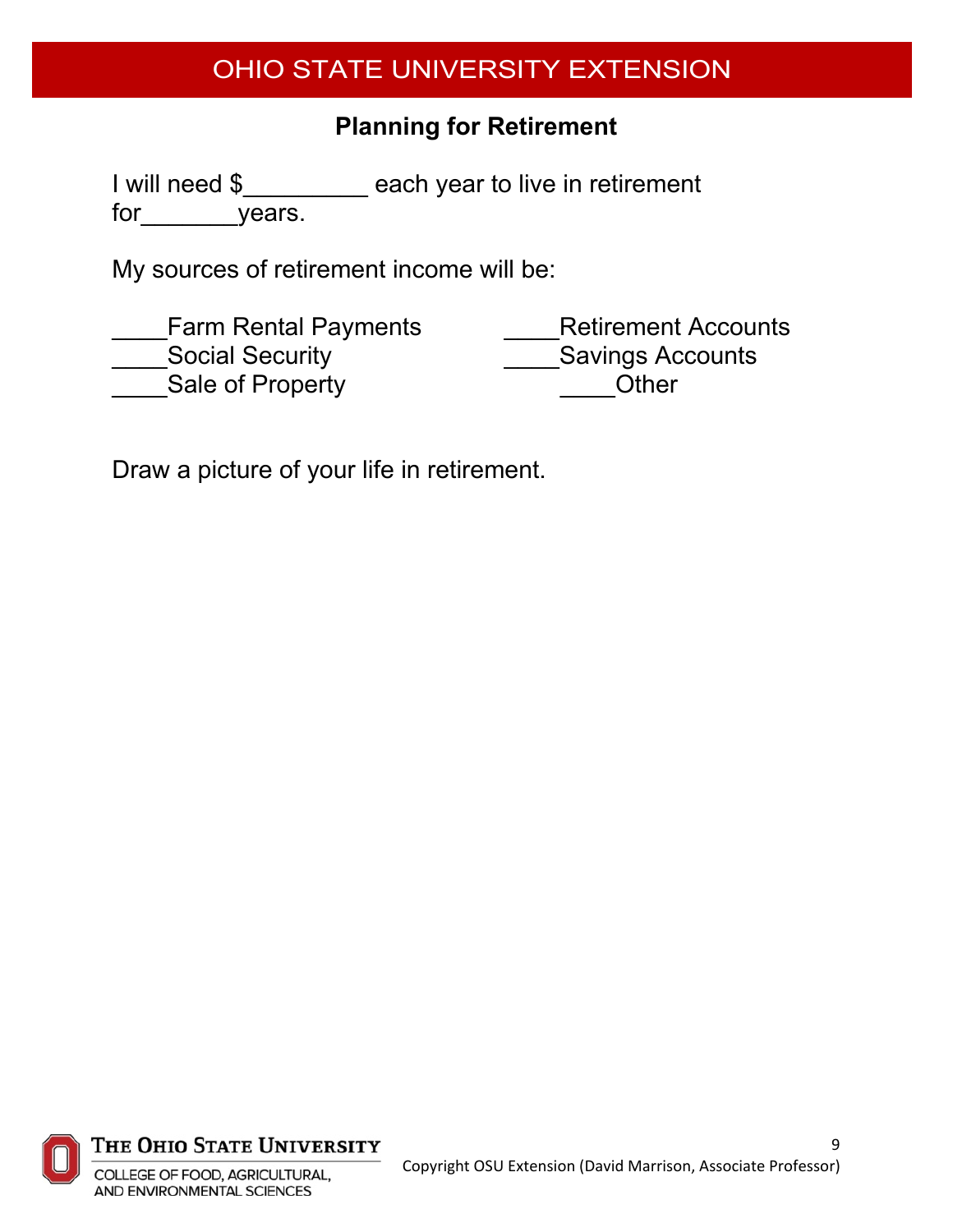## Planning for Retirement

I will need $_________ each year to live in retirement for_______years.

My sources of retirement income will be:

____Farm Rental Payments

____Social Security

____Sale of Property

____Retirement Accounts

____Savings Accounts

____Other

Draw a picture of your life in retirement.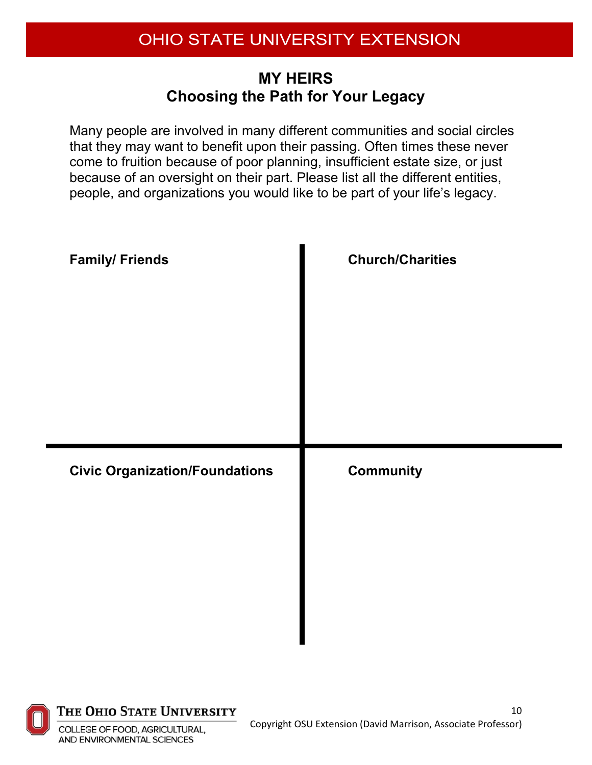# MY HEIRS
## Choosing the Path for Your Legacy

Many people are involved in many different communities and social circles that they may want to benefit upon their passing. Often times these never come to fruition because of poor planning, insufficient estate size, or just because of an oversight on their part. Please list all the different entities, people, and organizations you would like to be part of your life's legacy.

| **Family/ Friends** | **Church/Charities** |
| --- | --- |
| | |
| **Civic Organization/Foundations** | **Community** |
| | |

Copyright OSU Extension (David Marrison, Associate Professor)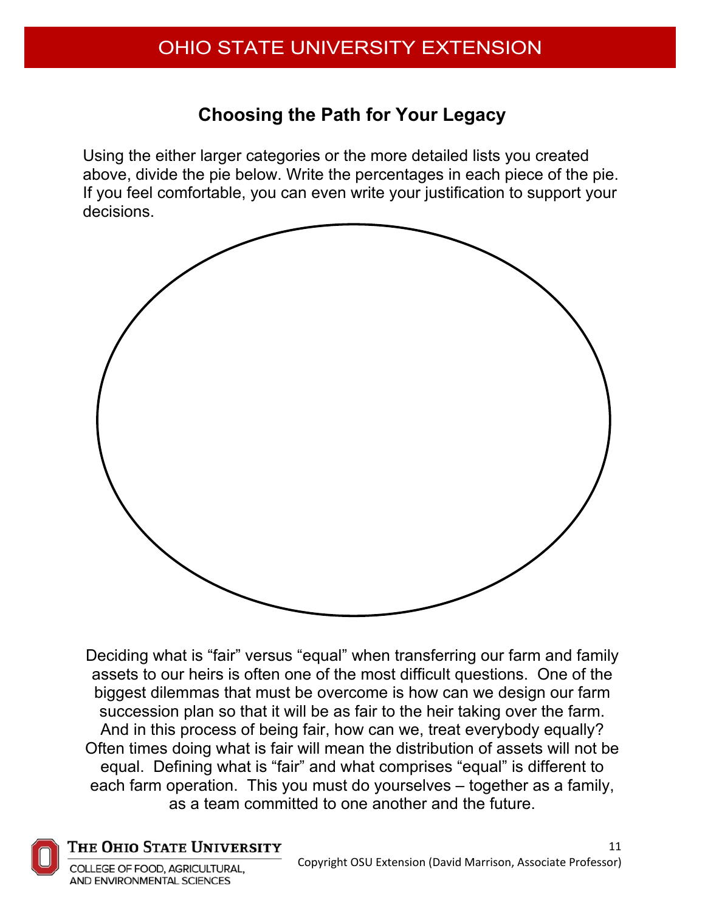## Choosing the Path for Your Legacy

Using the either larger categories or the more detailed lists you created above, divide the pie below. Write the percentages in each piece of the pie. If you feel comfortable, you can even write your justification to support your decisions.

Deciding what is "fair" versus "equal" when transferring our farm and family assets to our heirs is often one of the most difficult questions. One of the biggest dilemmas that must be overcome is how can we design our farm succession plan so that it will be as fair to the heir taking over the farm. And in this process of being fair, how can we, treat everybody equally? Often times doing what is fair will mean the distribution of assets will not be equal. Defining what is "fair" and what comprises "equal" is different to each farm operation. This you must do yourselves – together as a family, as a team committed to one another and the future.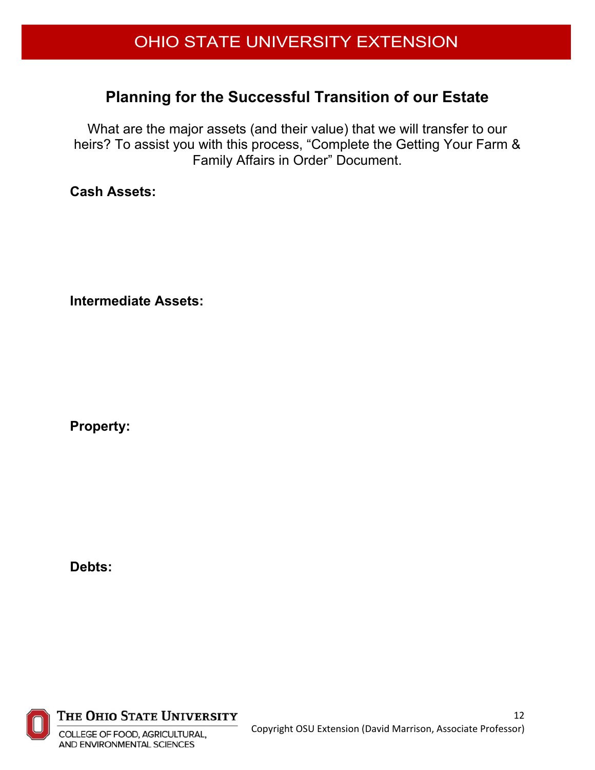## Planning for the Successful Transition of our Estate

What are the major assets (and their value) that we will transfer to our heirs? To assist you with this process, "Complete the Getting Your Farm & Family Affairs in Order" Document.

**Cash Assets:**

**Intermediate Assets:**

**Property:**

**Debts:**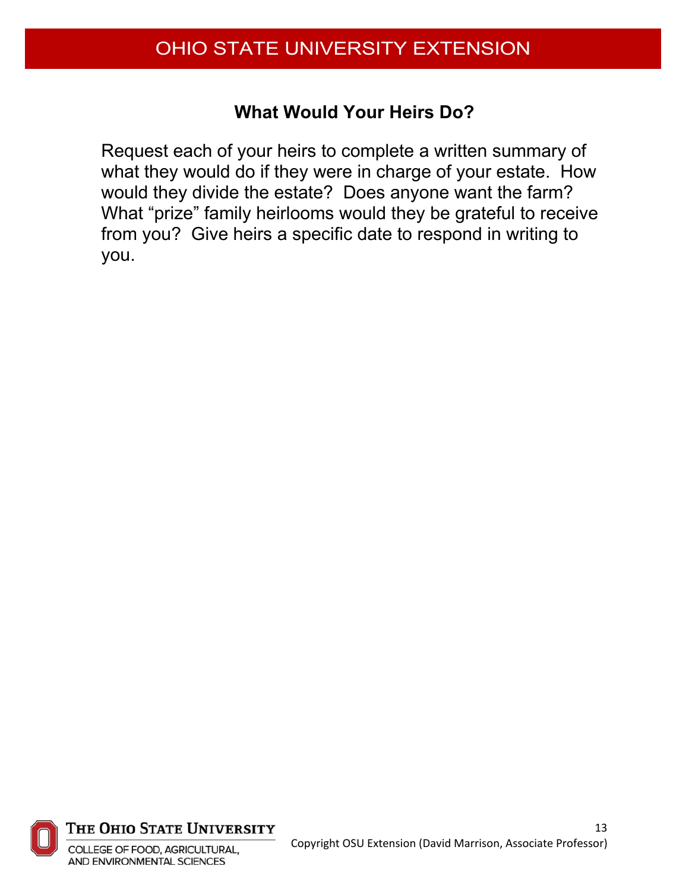## What Would Your Heirs Do?

Request each of your heirs to complete a written summary of what they would do if they were in charge of your estate. How would they divide the estate? Does anyone want the farm? What "prize" family heirlooms would they be grateful to receive from you? Give heirs a specific date to respond in writing to you.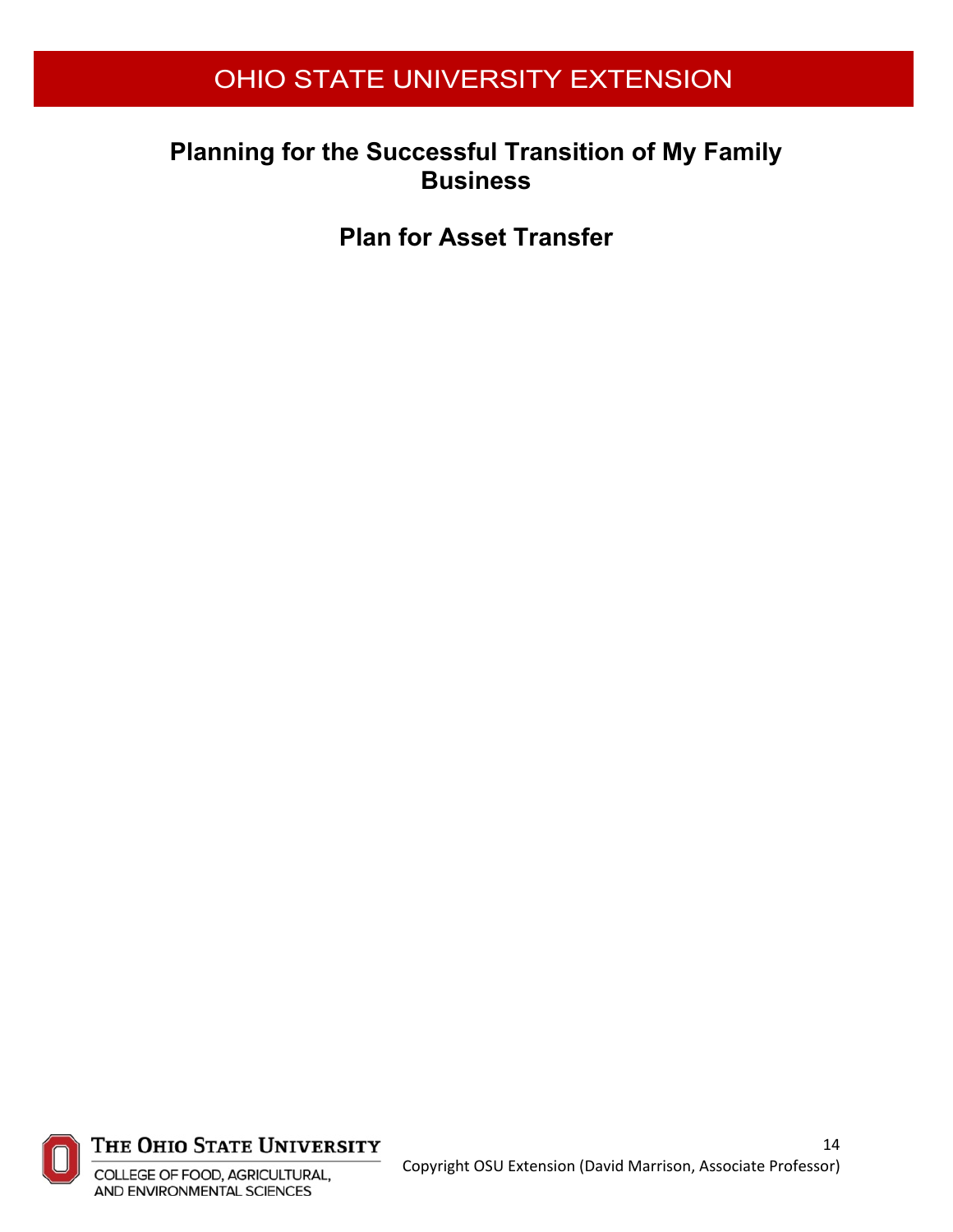# Planning for the Successful Transition of My Family Business

## Plan for Asset Transfer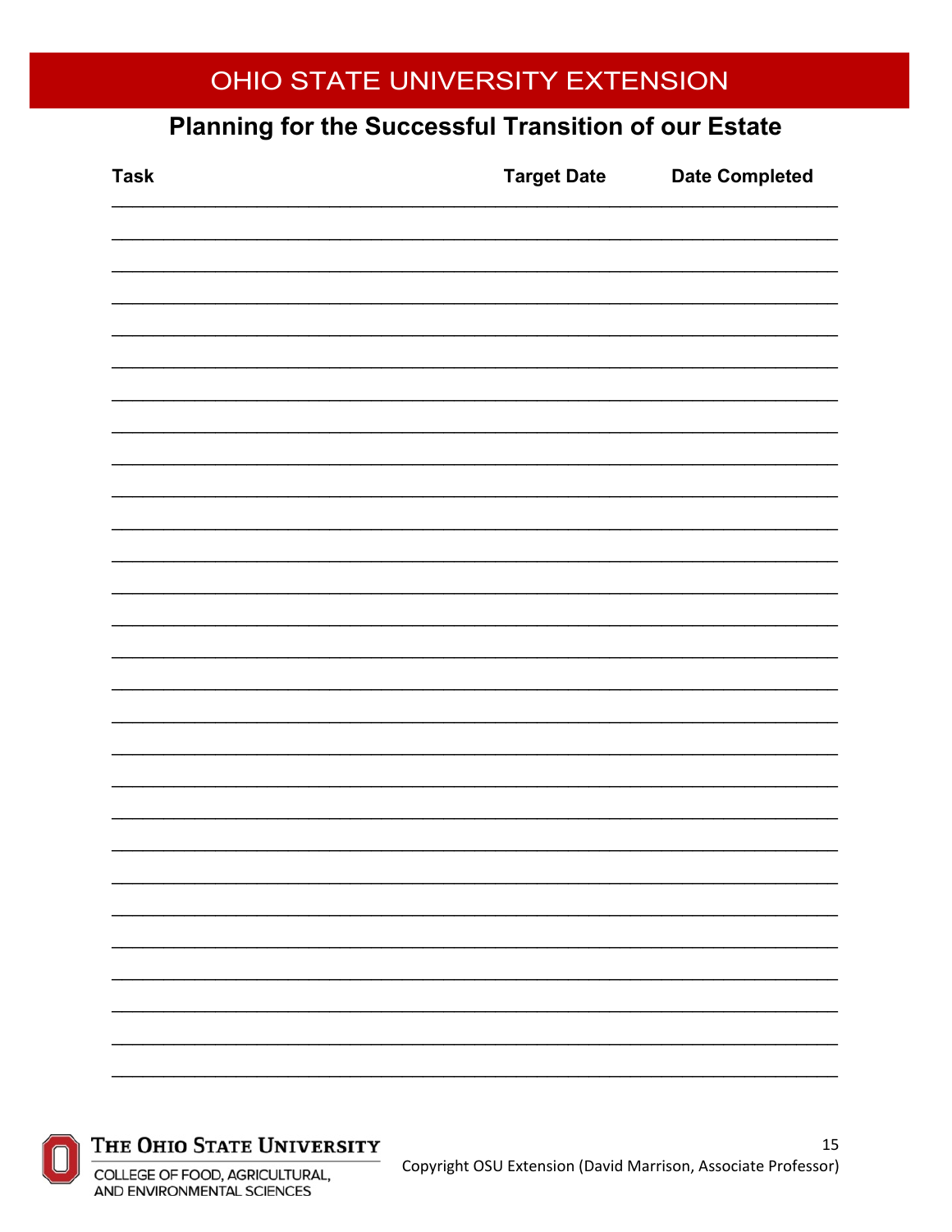# OHIO STATE UNIVERSITY EXTENSION

## Planning for the Successful Transition of our Estate

| Task | Target Date | Date Completed |
|---|---|---|
| | | |
| | | |
| | | |
| | | |
| | | |
| | | |
| | | |
| | | |
| | | |
| | | |
| | | |
| | | |
| | | |
| | | |
| | | |
| | | |
| | | |
| | | |
| | | |
| | | |
| | | |
| | | |
| | | |
| | | |
| | | |
| | | |
| | | |
| | | |

Copyright OSU Extension (David Marrison, Associate Professor)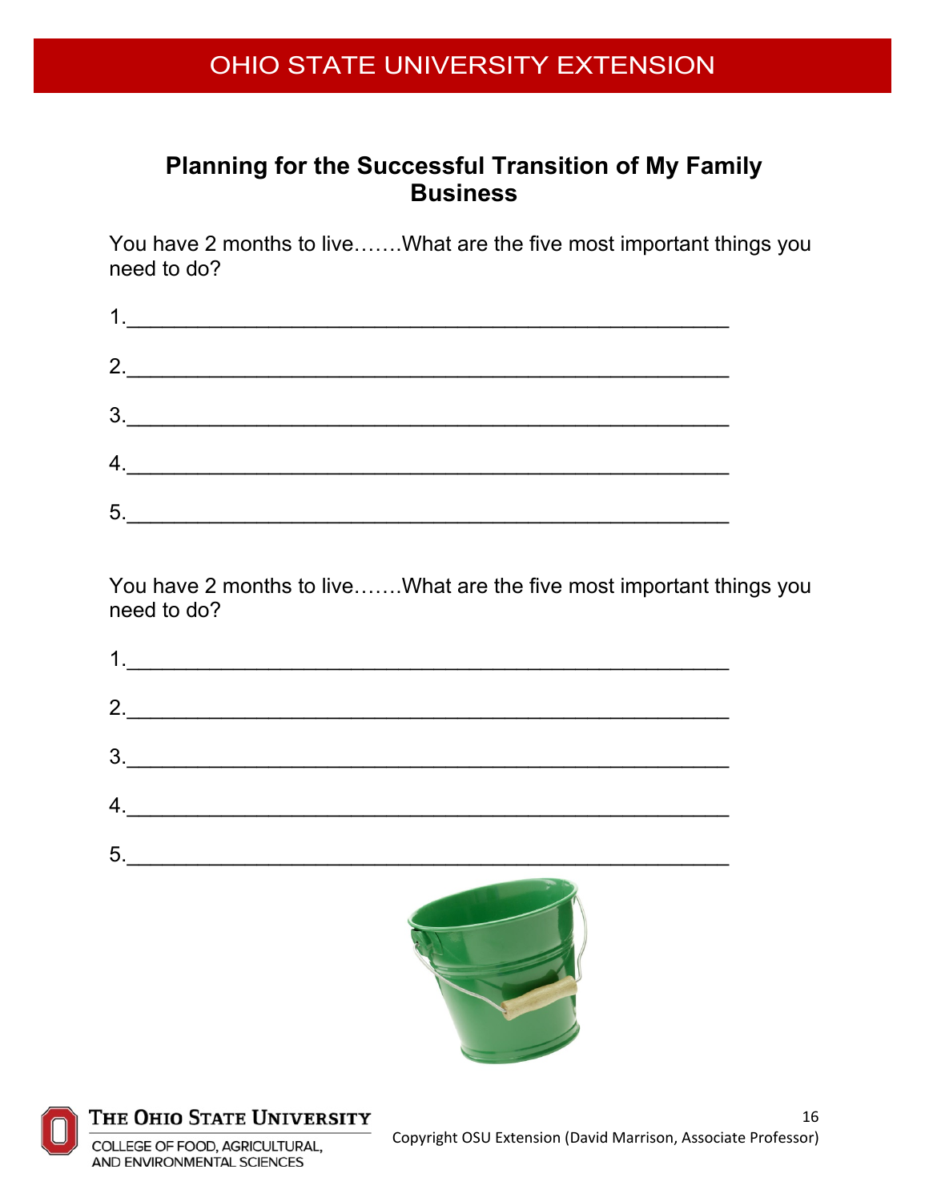## Planning for the Successful Transition of My Family Business

You have 2 months to live…….What are the five most important things you need to do?

1.________________________________________________

2.________________________________________________

3.________________________________________________

4.________________________________________________

5.________________________________________________

You have 2 months to live…….What are the five most important things you need to do?

1.________________________________________________

2.________________________________________________

3.________________________________________________

4.________________________________________________

5.________________________________________________

Copyright OSU Extension (David Marrison, Associate Professor)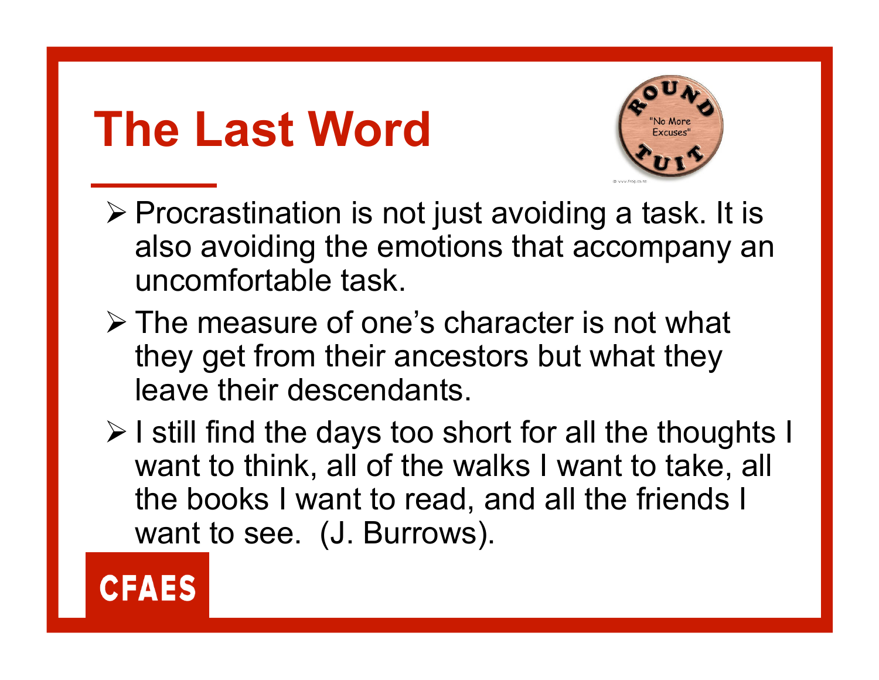# The Last Word

- Procrastination is not just avoiding a task. It is also avoiding the emotions that accompany an uncomfortable task.
- The measure of one's character is not what they get from their ancestors but what they leave their descendants.
- I still find the days too short for all the thoughts I want to think, all of the walks I want to take, all the books I want to read, and all the friends I want to see. (J. Burrows).